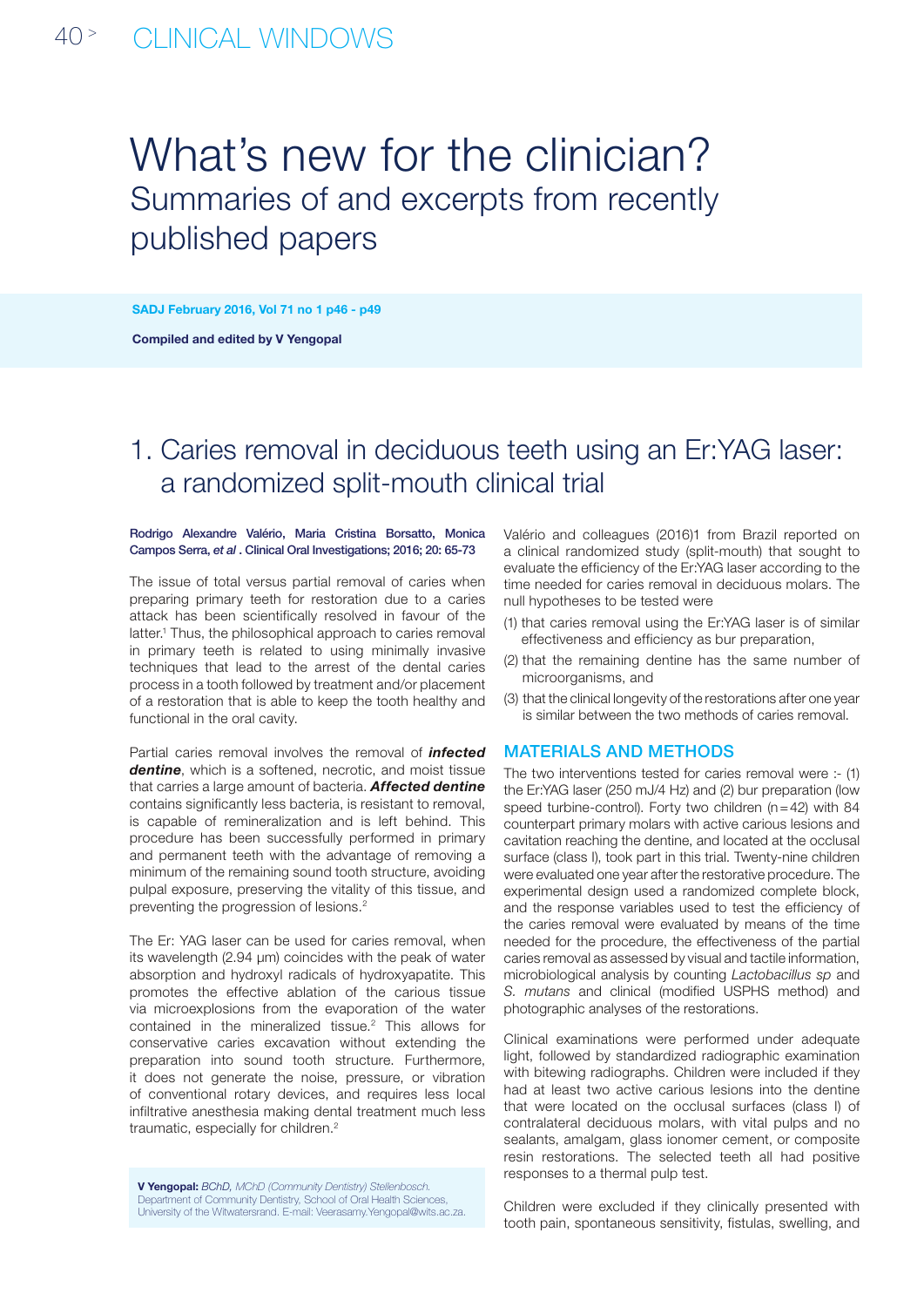# What's new for the clinician?

## Summaries of and excerpts from recently published papers

**SADJ February 2016, Vol 71 no 1 p46 - p49**

**Compiled and edited by V Yengopal**

## 1. Caries removal in deciduous teeth using an Er:YAG laser: a randomized split-mouth clinical trial

Rodrigo Alexandre Valério, Maria Cristina Borsatto, Monica Campos Serra, *et al* . Clinical Oral Investigations; 2016; 20: 65-73

The issue of total versus partial removal of caries when preparing primary teeth for restoration due to a caries attack has been scientifically resolved in favour of the latter.[1] Thus, the philosophical approach to caries removal in primary teeth is related to using minimally invasive techniques that lead to the arrest of the dental caries process in a tooth followed by treatment and/or placement of a restoration that is able to keep the tooth healthy and functional in the oral cavity.

Partial caries removal involves the removal of ***infected dentine***, which is a softened, necrotic, and moist tissue that carries a large amount of bacteria. ***Affected dentine*** contains significantly less bacteria, is resistant to removal, is capable of remineralization and is left behind. This procedure has been successfully performed in primary and permanent teeth with the advantage of removing a minimum of the remaining sound tooth structure, avoiding pulpal exposure, preserving the vitality of this tissue, and preventing the progression of lesions.[2]

The Er: YAG laser can be used for caries removal, when its wavelength (2.94 μm) coincides with the peak of water absorption and hydroxyl radicals of hydroxyapatite. This promotes the effective ablation of the carious tissue via microexplosions from the evaporation of the water contained in the mineralized tissue.[2] This allows for conservative caries excavation without extending the preparation into sound tooth structure. Furthermore, it does not generate the noise, pressure, or vibration of conventional rotary devices, and requires less local infiltrative anesthesia making dental treatment much less traumatic, especially for children.[2]

**V Yengopal:** *BChD, MChD (Community Dentistry) Stellenbosch.* Department of Community Dentistry, School of Oral Health Sciences, University of the Witwatersrand. E-mail: Veerasamy.Yengopal@wits.ac.za.

Valério and colleagues (2016)1 from Brazil reported on a clinical randomized study (split-mouth) that sought to evaluate the efficiency of the Er:YAG laser according to the time needed for caries removal in deciduous molars. The null hypotheses to be tested were

(1) that caries removal using the Er:YAG laser is of similar effectiveness and efficiency as bur preparation,

(2) that the remaining dentine has the same number of microorganisms, and

(3) that the clinical longevity of the restorations after one year is similar between the two methods of caries removal.

### MATERIALS AND METHODS

The two interventions tested for caries removal were :- (1) the Er:YAG laser (250 mJ/4 Hz) and (2) bur preparation (low speed turbine-control). Forty two children (n=42) with 84 counterpart primary molars with active carious lesions and cavitation reaching the dentine, and located at the occlusal surface (class I), took part in this trial. Twenty-nine children were evaluated one year after the restorative procedure. The experimental design used a randomized complete block, and the response variables used to test the efficiency of the caries removal were evaluated by means of the time needed for the procedure, the effectiveness of the partial caries removal as assessed by visual and tactile information, microbiological analysis by counting *Lactobacillus sp* and *S. mutans* and clinical (modified USPHS method) and photographic analyses of the restorations.

Clinical examinations were performed under adequate light, followed by standardized radiographic examination with bitewing radiographs. Children were included if they had at least two active carious lesions into the dentine that were located on the occlusal surfaces (class I) of contralateral deciduous molars, with vital pulps and no sealants, amalgam, glass ionomer cement, or composite resin restorations. The selected teeth all had positive responses to a thermal pulp test.

Children were excluded if they clinically presented with tooth pain, spontaneous sensitivity, fistulas, swelling, and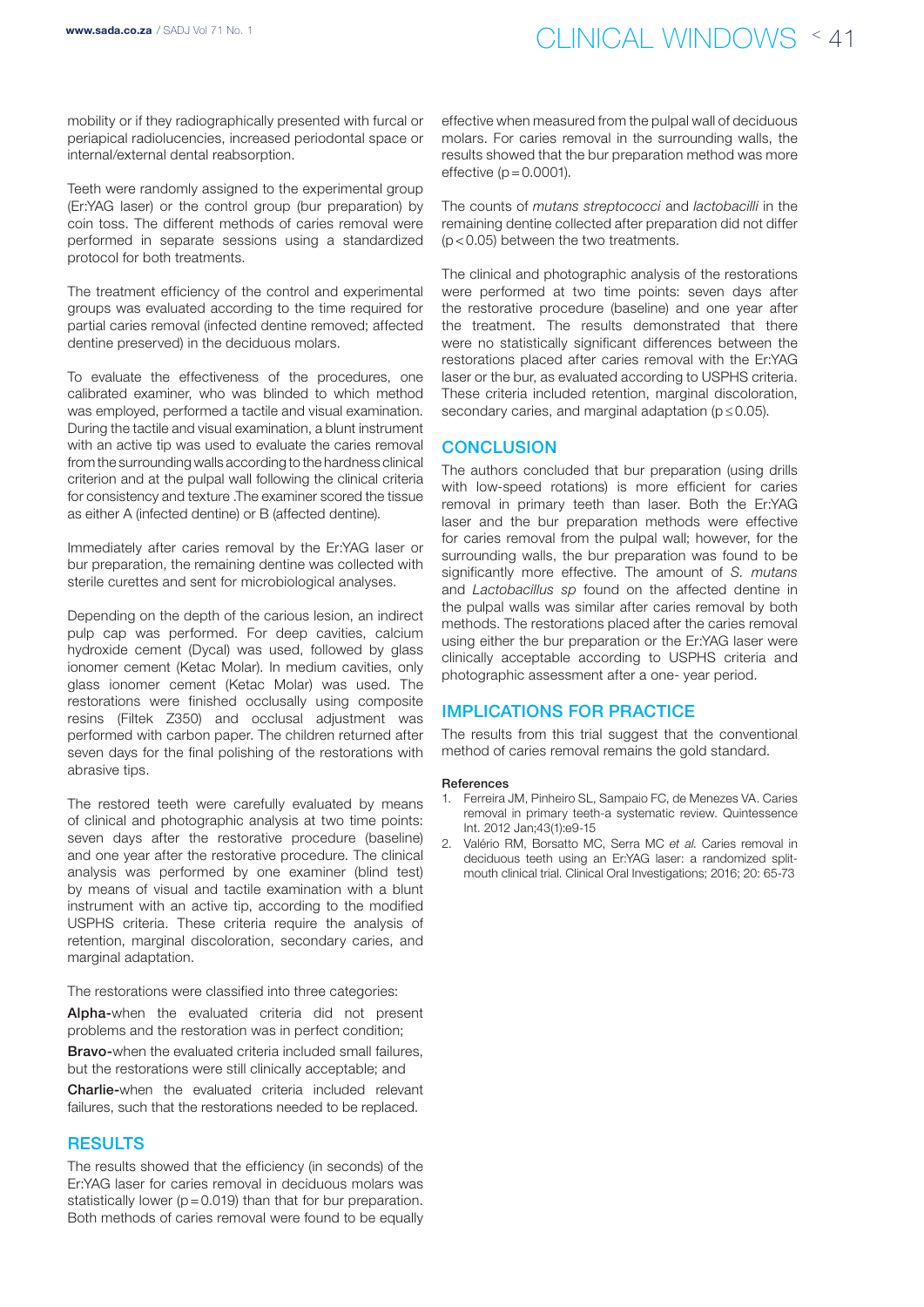mobility or if they radiographically presented with furcal or periapical radiolucencies, increased periodontal space or internal/external dental reabsorption.

Teeth were randomly assigned to the experimental group (Er:YAG laser) or the control group (bur preparation) by coin toss. The different methods of caries removal were performed in separate sessions using a standardized protocol for both treatments.

The treatment efficiency of the control and experimental groups was evaluated according to the time required for partial caries removal (infected dentine removed; affected dentine preserved) in the deciduous molars.

To evaluate the effectiveness of the procedures, one calibrated examiner, who was blinded to which method was employed, performed a tactile and visual examination. During the tactile and visual examination, a blunt instrument with an active tip was used to evaluate the caries removal from the surrounding walls according to the hardness clinical criterion and at the pulpal wall following the clinical criteria for consistency and texture .The examiner scored the tissue as either A (infected dentine) or B (affected dentine).

Immediately after caries removal by the Er:YAG laser or bur preparation, the remaining dentine was collected with sterile curettes and sent for microbiological analyses.

Depending on the depth of the carious lesion, an indirect pulp cap was performed. For deep cavities, calcium hydroxide cement (Dycal) was used, followed by glass ionomer cement (Ketac Molar). In medium cavities, only glass ionomer cement (Ketac Molar) was used. The restorations were finished occlusally using composite resins (Filtek Z350) and occlusal adjustment was performed with carbon paper. The children returned after seven days for the final polishing of the restorations with abrasive tips.

The restored teeth were carefully evaluated by means of clinical and photographic analysis at two time points: seven days after the restorative procedure (baseline) and one year after the restorative procedure. The clinical analysis was performed by one examiner (blind test) by means of visual and tactile examination with a blunt instrument with an active tip, according to the modified USPHS criteria. These criteria require the analysis of retention, marginal discoloration, secondary caries, and marginal adaptation.

The restorations were classified into three categories:

**Alpha-**when the evaluated criteria did not present problems and the restoration was in perfect condition;

**Bravo-**when the evaluated criteria included small failures, but the restorations were still clinically acceptable; and

**Charlie-**when the evaluated criteria included relevant failures, such that the restorations needed to be replaced.

## RESULTS

The results showed that the efficiency (in seconds) of the Er:YAG laser for caries removal in deciduous molars was statistically lower ($p = 0.019$) than that for bur preparation. Both methods of caries removal were found to be equally effective when measured from the pulpal wall of deciduous molars. For caries removal in the surrounding walls, the results showed that the bur preparation method was more effective ($p = 0.0001$).

The counts of *mutans streptococci* and *lactobacilli* in the remaining dentine collected after preparation did not differ ($p < 0.05$) between the two treatments.

The clinical and photographic analysis of the restorations were performed at two time points: seven days after the restorative procedure (baseline) and one year after the treatment. The results demonstrated that there were no statistically significant differences between the restorations placed after caries removal with the Er:YAG laser or the bur, as evaluated according to USPHS criteria. These criteria included retention, marginal discoloration, secondary caries, and marginal adaptation ($p \leq 0.05$).

## CONCLUSION

The authors concluded that bur preparation (using drills with low-speed rotations) is more efficient for caries removal in primary teeth than laser. Both the Er:YAG laser and the bur preparation methods were effective for caries removal from the pulpal wall; however, for the surrounding walls, the bur preparation was found to be significantly more effective. The amount of *S. mutans* and *Lactobacillus sp* found on the affected dentine in the pulpal walls was similar after caries removal by both methods. The restorations placed after the caries removal using either the bur preparation or the Er:YAG laser were clinically acceptable according to USPHS criteria and photographic assessment after a one- year period.

## IMPLICATIONS FOR PRACTICE

The results from this trial suggest that the conventional method of caries removal remains the gold standard.

#### References

1. Ferreira JM, Pinheiro SL, Sampaio FC, de Menezes VA. Caries removal in primary teeth-a systematic review. Quintessence Int. 2012 Jan;43(1):e9-15
2. Valério RM, Borsatto MC, Serra MC *et al.* Caries removal in deciduous teeth using an Er:YAG laser: a randomized split-mouth clinical trial. Clinical Oral Investigations; 2016; 20: 65-73